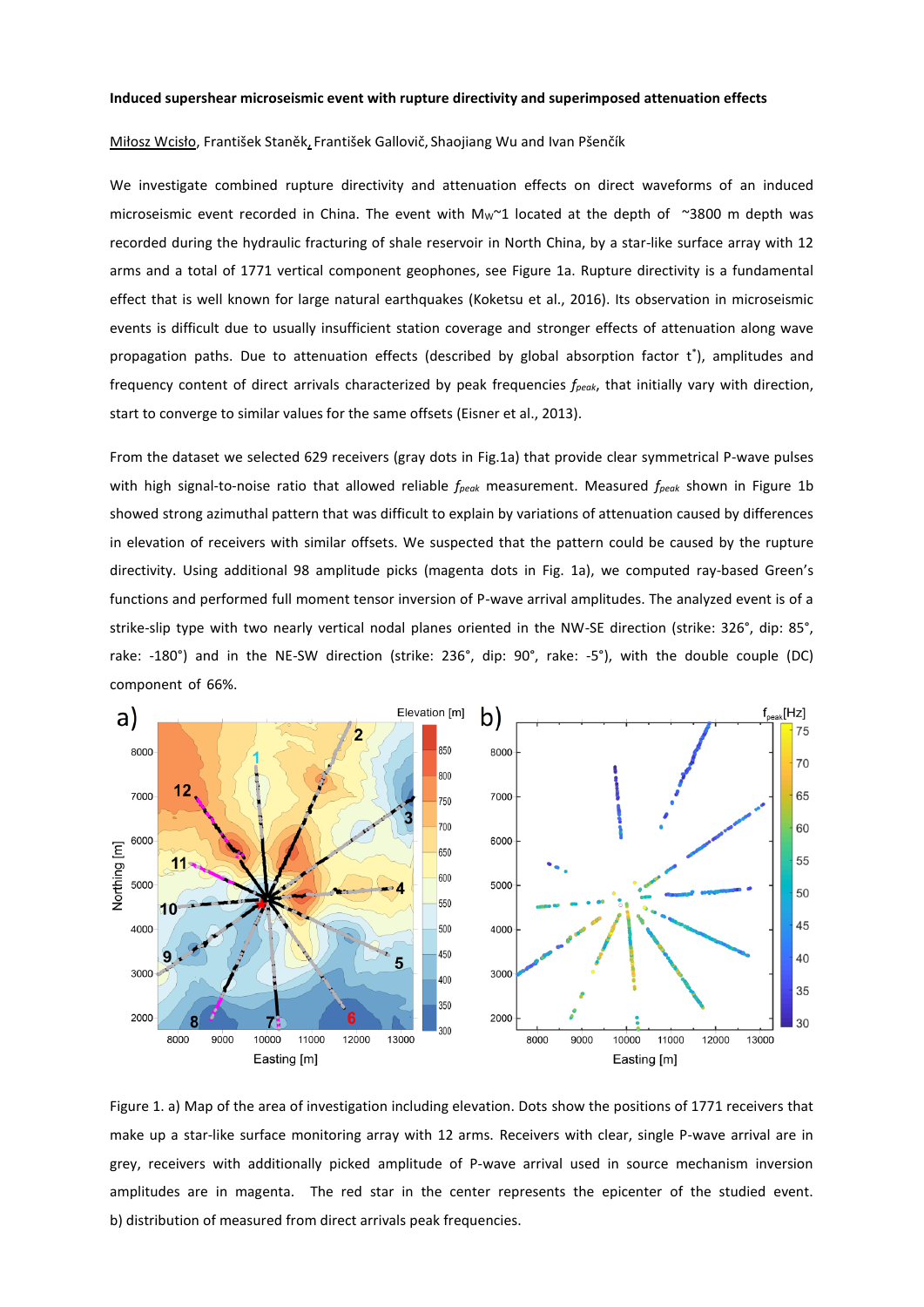**Induced supershear microseismic event with rupture directivity and superimposed attenuation effects**

Miłosz Wcisło, František Staněk, František Gallovič, Shaojiang Wu and Ivan Pšenčík

We investigate combined rupture directivity and attenuation effects on direct waveforms of an induced microseismic event recorded in China. The event with $M_W$~1 located at the depth of ~3800 m depth was recorded during the hydraulic fracturing of shale reservoir in North China, by a star-like surface array with 12 arms and a total of 1771 vertical component geophones, see Figure 1a. Rupture directivity is a fundamental effect that is well known for large natural earthquakes (Koketsu et al., 2016). Its observation in microseismic events is difficult due to usually insufficient station coverage and stronger effects of attenuation along wave propagation paths. Due to attenuation effects (described by global absorption factor $t^*$), amplitudes and frequency content of direct arrivals characterized by peak frequencies $f_{peak}$, that initially vary with direction, start to converge to similar values for the same offsets (Eisner et al., 2013).

From the dataset we selected 629 receivers (gray dots in Fig.1a) that provide clear symmetrical P-wave pulses with high signal-to-noise ratio that allowed reliable $f_{peak}$ measurement. Measured $f_{peak}$ shown in Figure 1b showed strong azimuthal pattern that was difficult to explain by variations of attenuation caused by differences in elevation of receivers with similar offsets. We suspected that the pattern could be caused by the rupture directivity. Using additional 98 amplitude picks (magenta dots in Fig. 1a), we computed ray-based Green's functions and performed full moment tensor inversion of P-wave arrival amplitudes. The analyzed event is of a strike-slip type with two nearly vertical nodal planes oriented in the NW-SE direction (strike: 326°, dip: 85°, rake: -180°) and in the NE-SW direction (strike: 236°, dip: 90°, rake: -5°), with the double couple (DC) component of 66%.

Figure 1. a) Map of the area of investigation including elevation. Dots show the positions of 1771 receivers that make up a star-like surface monitoring array with 12 arms. Receivers with clear, single P-wave arrival are in grey, receivers with additionally picked amplitude of P-wave arrival used in source mechanism inversion amplitudes are in magenta. The red star in the center represents the epicenter of the studied event. b) distribution of measured from direct arrivals peak frequencies.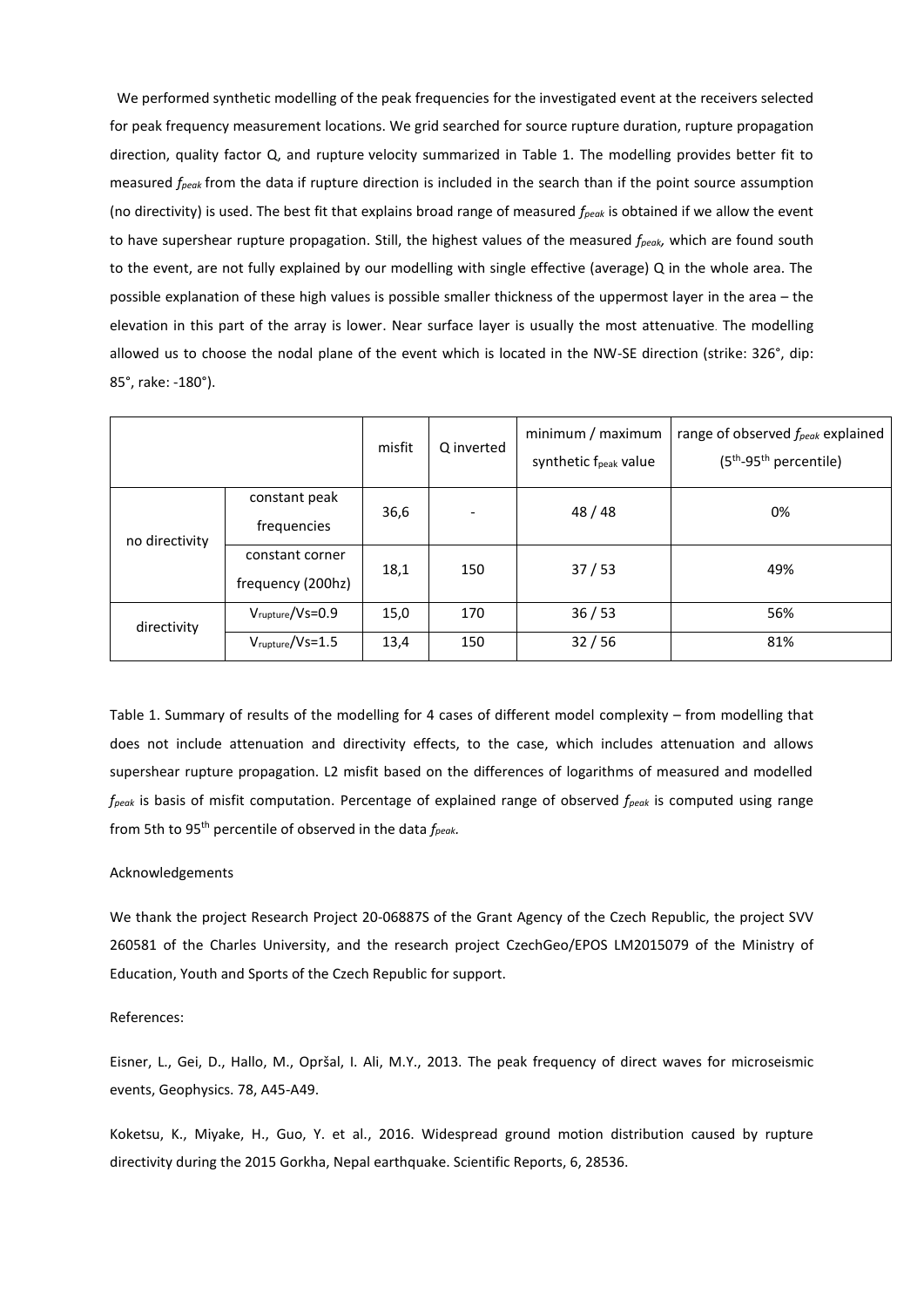We performed synthetic modelling of the peak frequencies for the investigated event at the receivers selected for peak frequency measurement locations. We grid searched for source rupture duration, rupture propagation direction, quality factor Q, and rupture velocity summarized in Table 1. The modelling provides better fit to measured $f_{peak}$ from the data if rupture direction is included in the search than if the point source assumption (no directivity) is used. The best fit that explains broad range of measured $f_{peak}$ is obtained if we allow the event to have supershear rupture propagation. Still, the highest values of the measured $f_{peak}$, which are found south to the event, are not fully explained by our modelling with single effective (average) Q in the whole area. The possible explanation of these high values is possible smaller thickness of the uppermost layer in the area – the elevation in this part of the array is lower. Near surface layer is usually the most attenuative. The modelling allowed us to choose the nodal plane of the event which is located in the NW-SE direction (strike: 326°, dip: 85°, rake: -180°).

| | | misfit | Q inverted | minimum / maximum synthetic $f_{peak}$ value | range of observed $f_{peak}$ explained (5th-95th percentile) |
|---|---|---|---|---|---|
| no directivity | constant peak frequencies | 36,6 | - | 48 / 48 | 0% |
| | constant corner frequency (200hz) | 18,1 | 150 | 37 / 53 | 49% |
| directivity | $V_{rupture}/Vs=0.9$ | 15,0 | 170 | 36 / 53 | 56% |
| | $V_{rupture}/Vs=1.5$ | 13,4 | 150 | 32 / 56 | 81% |

Table 1. Summary of results of the modelling for 4 cases of different model complexity – from modelling that does not include attenuation and directivity effects, to the case, which includes attenuation and allows supershear rupture propagation. L2 misfit based on the differences of logarithms of measured and modelled $f_{peak}$ is basis of misfit computation. Percentage of explained range of observed $f_{peak}$ is computed using range from 5th to 95th percentile of observed in the data $f_{peak}$.

Acknowledgements

We thank the project Research Project 20-06887S of the Grant Agency of the Czech Republic, the project SVV 260581 of the Charles University, and the research project CzechGeo/EPOS LM2015079 of the Ministry of Education, Youth and Sports of the Czech Republic for support.

References:

Eisner, L., Gei, D., Hallo, M., Opršal, I. Ali, M.Y., 2013. The peak frequency of direct waves for microseismic events, Geophysics. 78, A45-A49.

Koketsu, K., Miyake, H., Guo, Y. et al., 2016. Widespread ground motion distribution caused by rupture directivity during the 2015 Gorkha, Nepal earthquake. Scientific Reports, 6, 28536.